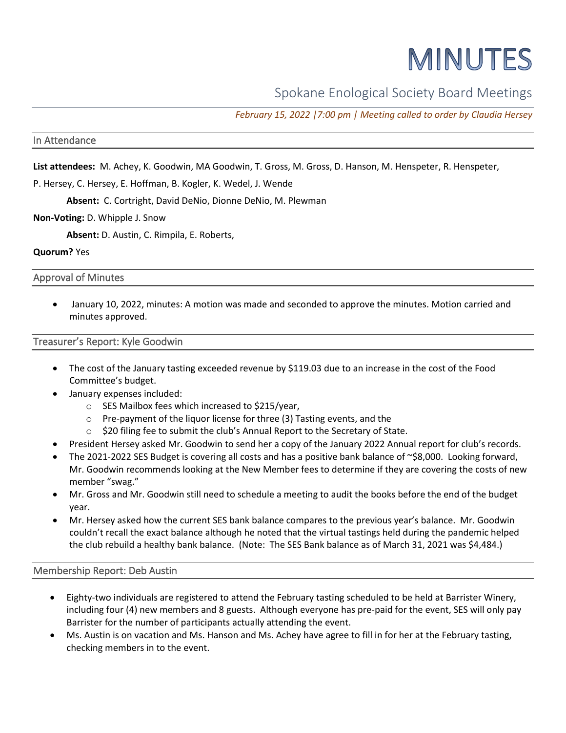# MINUTES

## Spokane Enological Society Board Meetings

*February 15, 2022 |7:00 pm | Meeting called to order by Claudia Hersey*

### In Attendance

**List attendees:** M. Achey, K. Goodwin, MA Goodwin, T. Gross, M. Gross, D. Hanson, M. Henspeter, R. Henspeter, P. Hersey, C. Hersey, E. Hoffman, B. Kogler, K. Wedel, J. Wende

**Absent:** C. Cortright, David DeNio, Dionne DeNio, M. Plewman

**Non-Voting:** D. Whipple J. Snow

**Absent:** D. Austin, C. Rimpila, E. Roberts,

**Quorum?** Yes

### Approval of Minutes

- January 10, 2022, minutes: A motion was made and seconded to approve the minutes. Motion carried and minutes approved.

### Treasurer's Report: Kyle Goodwin

- The cost of the January tasting exceeded revenue by $119.03 due to an increase in the cost of the Food Committee's budget.
- January expenses included:
  - SES Mailbox fees which increased to $215/year,
  - Pre-payment of the liquor license for three (3) Tasting events, and the
  - $20 filing fee to submit the club's Annual Report to the Secretary of State.
- President Hersey asked Mr. Goodwin to send her a copy of the January 2022 Annual report for club's records.
- The 2021-2022 SES Budget is covering all costs and has a positive bank balance of ~$8,000. Looking forward, Mr. Goodwin recommends looking at the New Member fees to determine if they are covering the costs of new member "swag."
- Mr. Gross and Mr. Goodwin still need to schedule a meeting to audit the books before the end of the budget year.
- Mr. Hersey asked how the current SES bank balance compares to the previous year's balance. Mr. Goodwin couldn't recall the exact balance although he noted that the virtual tastings held during the pandemic helped the club rebuild a healthy bank balance. (Note: The SES Bank balance as of March 31, 2021 was $4,484.)

### Membership Report: Deb Austin

- Eighty-two individuals are registered to attend the February tasting scheduled to be held at Barrister Winery, including four (4) new members and 8 guests. Although everyone has pre-paid for the event, SES will only pay Barrister for the number of participants actually attending the event.
- Ms. Austin is on vacation and Ms. Hanson and Ms. Achey have agree to fill in for her at the February tasting, checking members in to the event.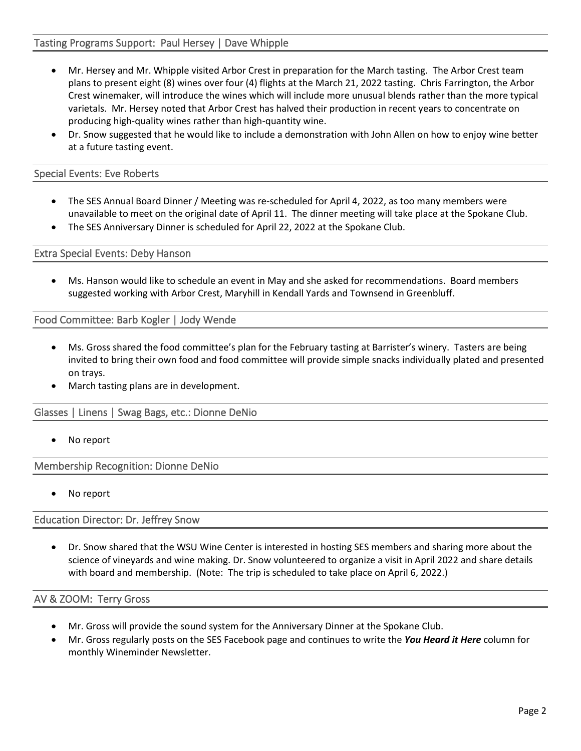## Tasting Programs Support: Paul Hersey | Dave Whipple

- Mr. Hersey and Mr. Whipple visited Arbor Crest in preparation for the March tasting. The Arbor Crest team plans to present eight (8) wines over four (4) flights at the March 21, 2022 tasting. Chris Farrington, the Arbor Crest winemaker, will introduce the wines which will include more unusual blends rather than the more typical varietals. Mr. Hersey noted that Arbor Crest has halved their production in recent years to concentrate on producing high-quality wines rather than high-quantity wine.
- Dr. Snow suggested that he would like to include a demonstration with John Allen on how to enjoy wine better at a future tasting event.

## Special Events: Eve Roberts

- The SES Annual Board Dinner / Meeting was re-scheduled for April 4, 2022, as too many members were unavailable to meet on the original date of April 11. The dinner meeting will take place at the Spokane Club.
- The SES Anniversary Dinner is scheduled for April 22, 2022 at the Spokane Club.

## Extra Special Events: Deby Hanson

- Ms. Hanson would like to schedule an event in May and she asked for recommendations. Board members suggested working with Arbor Crest, Maryhill in Kendall Yards and Townsend in Greenbluff.

## Food Committee: Barb Kogler | Jody Wende

- Ms. Gross shared the food committee's plan for the February tasting at Barrister's winery. Tasters are being invited to bring their own food and food committee will provide simple snacks individually plated and presented on trays.
- March tasting plans are in development.

## Glasses | Linens | Swag Bags, etc.: Dionne DeNio

- No report

## Membership Recognition: Dionne DeNio

- No report

## Education Director: Dr. Jeffrey Snow

- Dr. Snow shared that the WSU Wine Center is interested in hosting SES members and sharing more about the science of vineyards and wine making. Dr. Snow volunteered to organize a visit in April 2022 and share details with board and membership. (Note: The trip is scheduled to take place on April 6, 2022.)

## AV & ZOOM: Terry Gross

- Mr. Gross will provide the sound system for the Anniversary Dinner at the Spokane Club.
- Mr. Gross regularly posts on the SES Facebook page and continues to write the ***You Heard it Here*** column for monthly Wineminder Newsletter.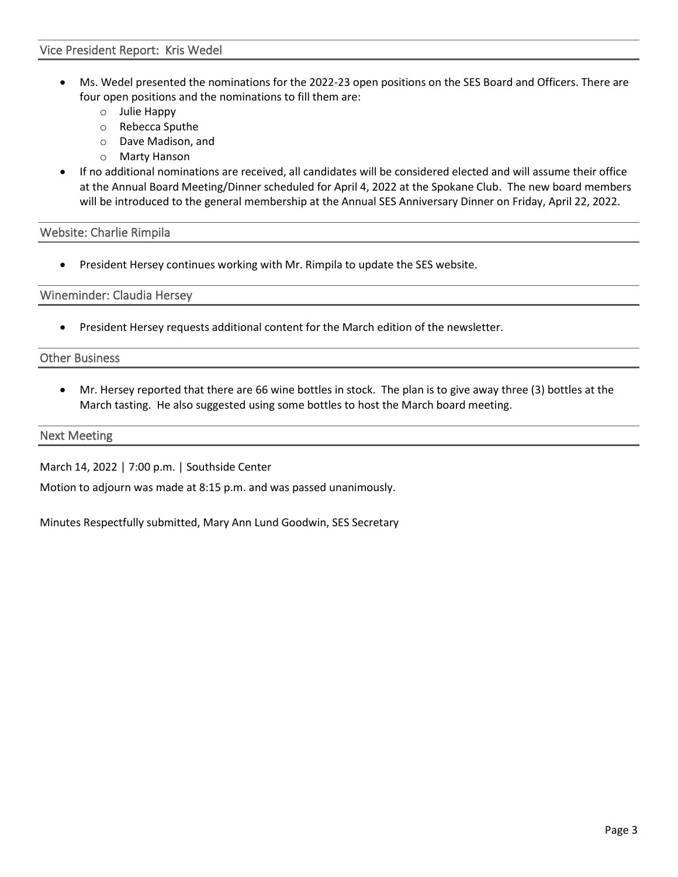## Vice President Report: Kris Wedel

- Ms. Wedel presented the nominations for the 2022-23 open positions on the SES Board and Officers. There are four open positions and the nominations to fill them are:
  - Julie Happy
  - Rebecca Sputhe
  - Dave Madison, and
  - Marty Hanson
- If no additional nominations are received, all candidates will be considered elected and will assume their office at the Annual Board Meeting/Dinner scheduled for April 4, 2022 at the Spokane Club. The new board members will be introduced to the general membership at the Annual SES Anniversary Dinner on Friday, April 22, 2022.

## Website: Charlie Rimpila

- President Hersey continues working with Mr. Rimpila to update the SES website.

## Wineminder: Claudia Hersey

- President Hersey requests additional content for the March edition of the newsletter.

## Other Business

- Mr. Hersey reported that there are 66 wine bottles in stock. The plan is to give away three (3) bottles at the March tasting. He also suggested using some bottles to host the March board meeting.

## Next Meeting

March 14, 2022 | 7:00 p.m. | Southside Center

Motion to adjourn was made at 8:15 p.m. and was passed unanimously.

Minutes Respectfully submitted, Mary Ann Lund Goodwin, SES Secretary